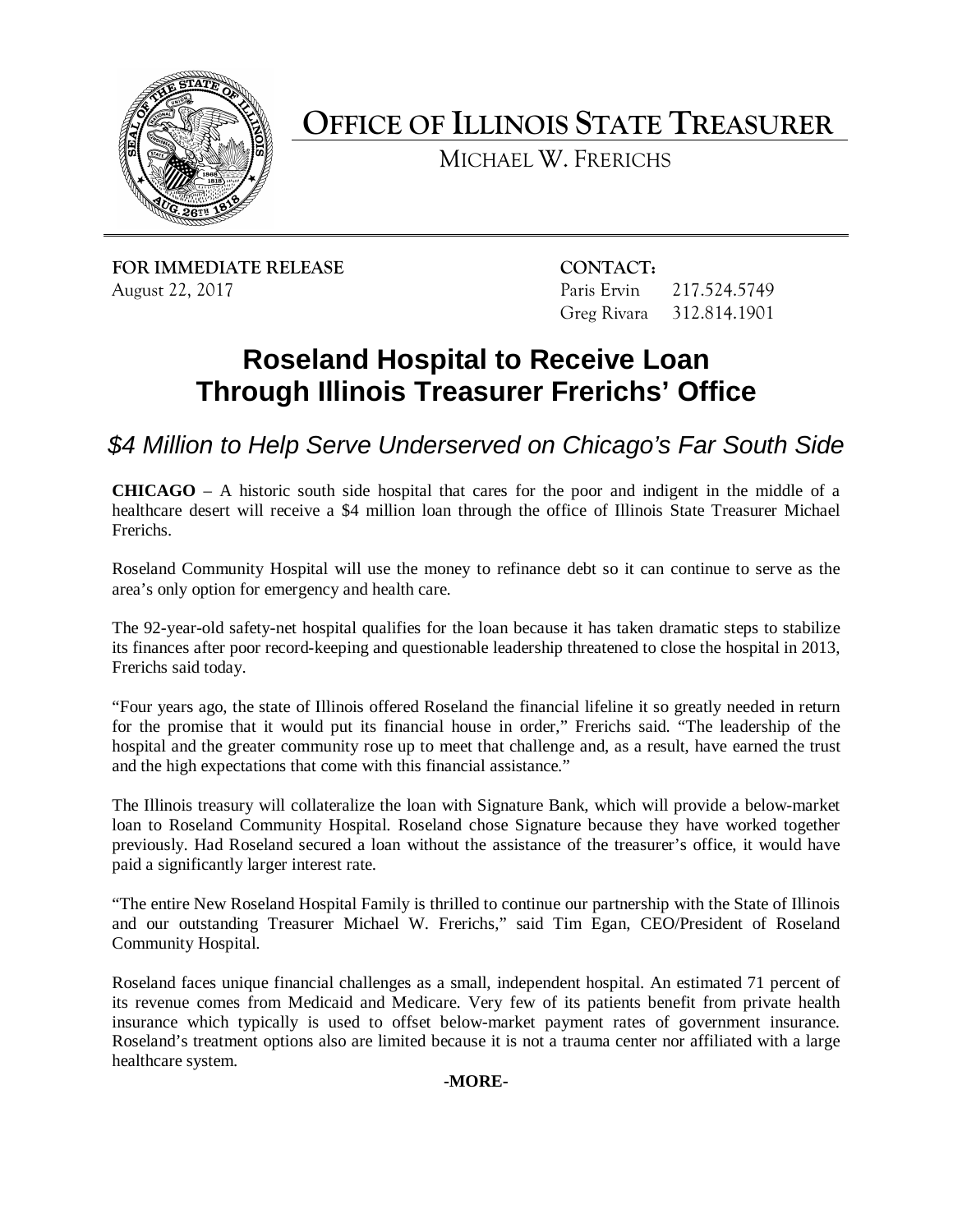# OFFICE OF ILLINOIS STATE TREASURER

MICHAEL W. FRERICHS

**FOR IMMEDIATE RELEASE**
August 22, 2017

**CONTACT:**
Paris Ervin 217.524.5749
Greg Rivara 312.814.1901

## Roseland Hospital to Receive Loan Through Illinois Treasurer Frerichs' Office

### *$4 Million to Help Serve Underserved on Chicago's Far South Side*

**CHICAGO** – A historic south side hospital that cares for the poor and indigent in the middle of a healthcare desert will receive a $4 million loan through the office of Illinois State Treasurer Michael Frerichs.

Roseland Community Hospital will use the money to refinance debt so it can continue to serve as the area's only option for emergency and health care.

The 92-year-old safety-net hospital qualifies for the loan because it has taken dramatic steps to stabilize its finances after poor record-keeping and questionable leadership threatened to close the hospital in 2013, Frerichs said today.

"Four years ago, the state of Illinois offered Roseland the financial lifeline it so greatly needed in return for the promise that it would put its financial house in order," Frerichs said. "The leadership of the hospital and the greater community rose up to meet that challenge and, as a result, have earned the trust and the high expectations that come with this financial assistance."

The Illinois treasury will collateralize the loan with Signature Bank, which will provide a below-market loan to Roseland Community Hospital. Roseland chose Signature because they have worked together previously. Had Roseland secured a loan without the assistance of the treasurer's office, it would have paid a significantly larger interest rate.

"The entire New Roseland Hospital Family is thrilled to continue our partnership with the State of Illinois and our outstanding Treasurer Michael W. Frerichs," said Tim Egan, CEO/President of Roseland Community Hospital.

Roseland faces unique financial challenges as a small, independent hospital. An estimated 71 percent of its revenue comes from Medicaid and Medicare. Very few of its patients benefit from private health insurance which typically is used to offset below-market payment rates of government insurance. Roseland's treatment options also are limited because it is not a trauma center nor affiliated with a large healthcare system.

**-MORE-**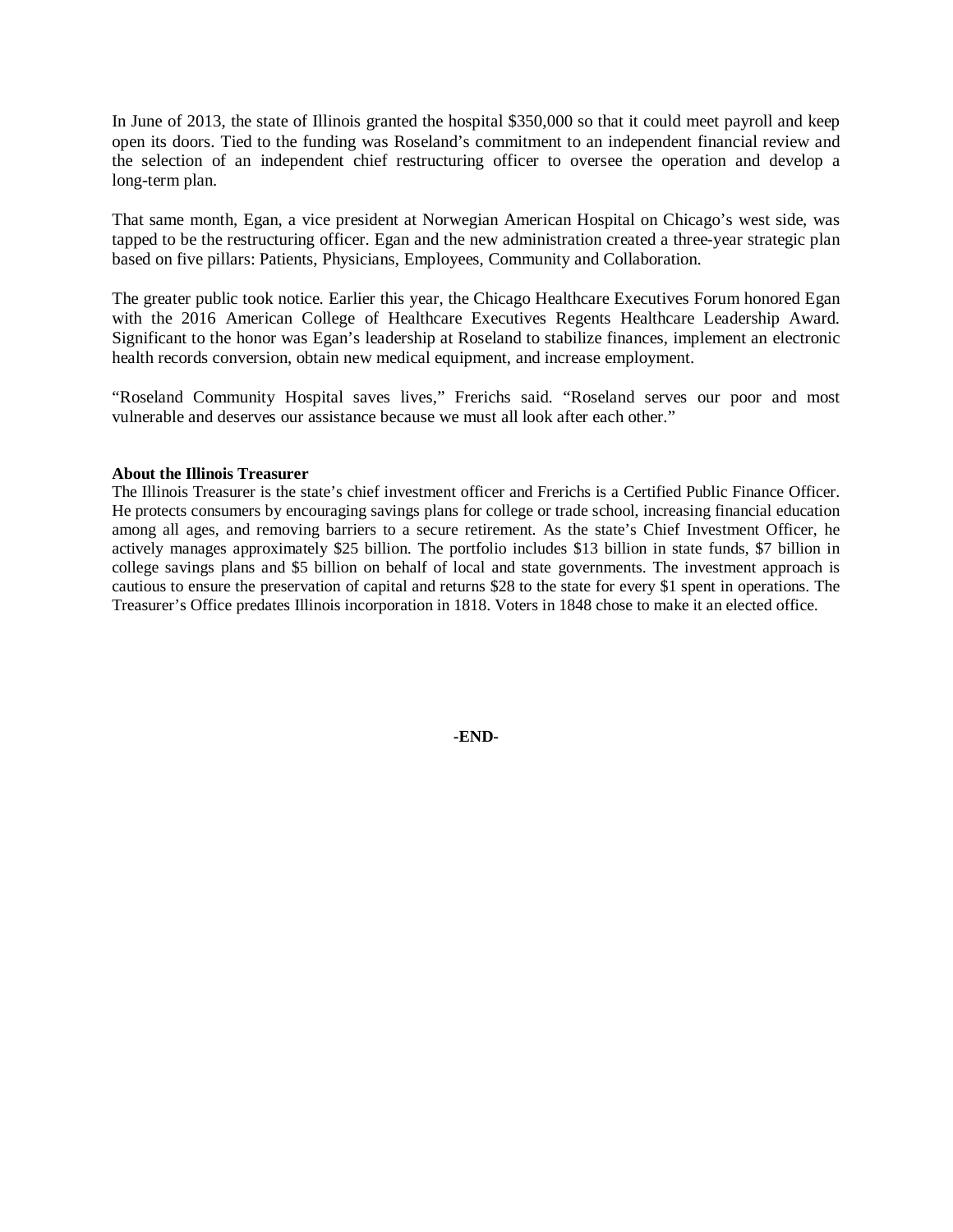In June of 2013, the state of Illinois granted the hospital $350,000 so that it could meet payroll and keep open its doors. Tied to the funding was Roseland's commitment to an independent financial review and the selection of an independent chief restructuring officer to oversee the operation and develop a long-term plan.

That same month, Egan, a vice president at Norwegian American Hospital on Chicago's west side, was tapped to be the restructuring officer. Egan and the new administration created a three-year strategic plan based on five pillars: Patients, Physicians, Employees, Community and Collaboration.

The greater public took notice. Earlier this year, the Chicago Healthcare Executives Forum honored Egan with the 2016 American College of Healthcare Executives Regents Healthcare Leadership Award. Significant to the honor was Egan's leadership at Roseland to stabilize finances, implement an electronic health records conversion, obtain new medical equipment, and increase employment.

"Roseland Community Hospital saves lives," Frerichs said. "Roseland serves our poor and most vulnerable and deserves our assistance because we must all look after each other."

**About the Illinois Treasurer**

The Illinois Treasurer is the state's chief investment officer and Frerichs is a Certified Public Finance Officer. He protects consumers by encouraging savings plans for college or trade school, increasing financial education among all ages, and removing barriers to a secure retirement. As the state's Chief Investment Officer, he actively manages approximately $25 billion. The portfolio includes $13 billion in state funds, $7 billion in college savings plans and $5 billion on behalf of local and state governments. The investment approach is cautious to ensure the preservation of capital and returns $28 to the state for every $1 spent in operations. The Treasurer's Office predates Illinois incorporation in 1818. Voters in 1848 chose to make it an elected office.

**-END-**